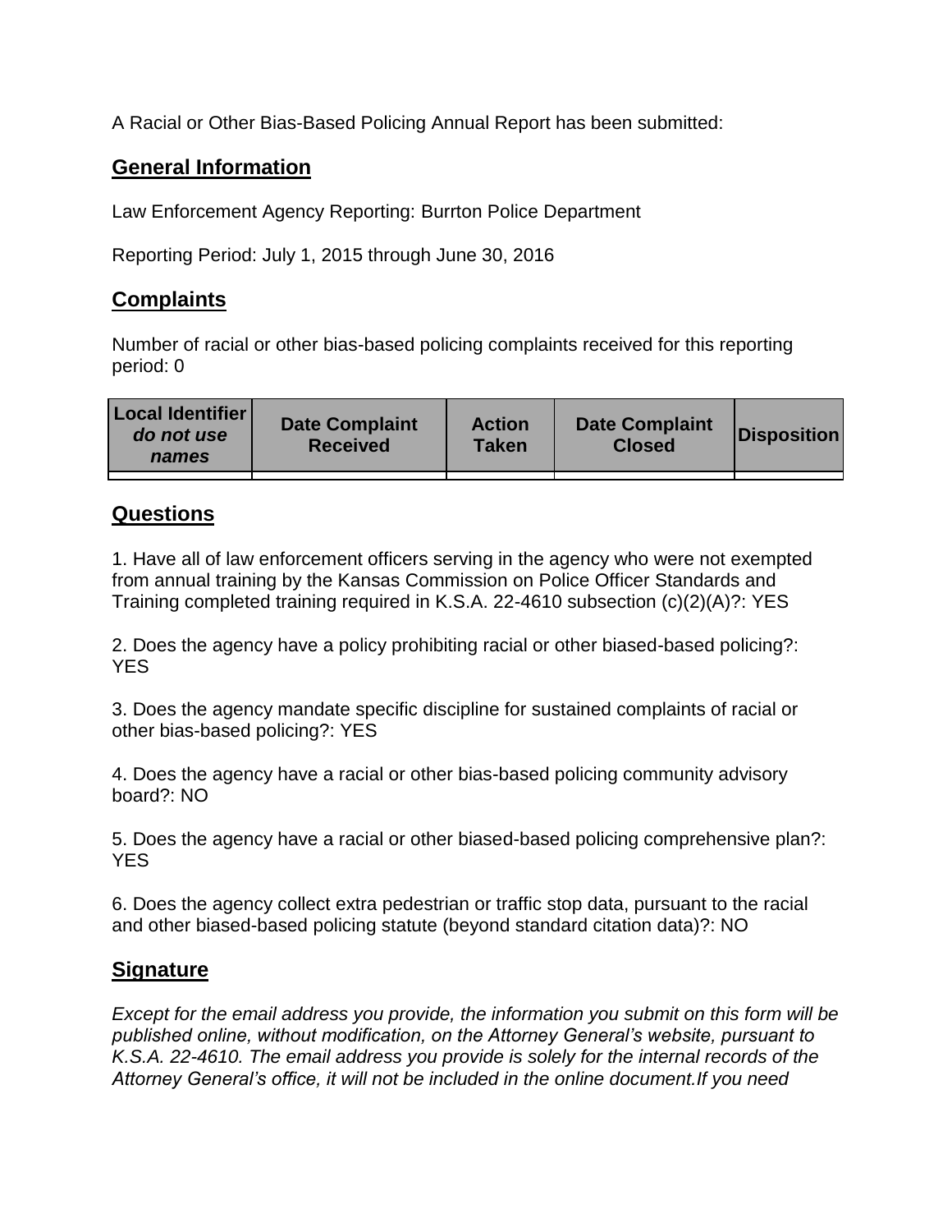A Racial or Other Bias-Based Policing Annual Report has been submitted:

## General Information

Law Enforcement Agency Reporting: Burrton Police Department

Reporting Period: July 1, 2015 through June 30, 2016

## Complaints

Number of racial or other bias-based policing complaints received for this reporting period: 0

| **Local Identifier** ***do not use names*** | **Date Complaint Received** | **Action Taken** | **Date Complaint Closed** | **Disposition** |
|---|---|---|---|---|
| | | | | |

## Questions

1. Have all of law enforcement officers serving in the agency who were not exempted from annual training by the Kansas Commission on Police Officer Standards and Training completed training required in K.S.A. 22-4610 subsection (c)(2)(A)?: YES

2. Does the agency have a policy prohibiting racial or other biased-based policing?: YES

3. Does the agency mandate specific discipline for sustained complaints of racial or other bias-based policing?: YES

4. Does the agency have a racial or other bias-based policing community advisory board?: NO

5. Does the agency have a racial or other biased-based policing comprehensive plan?: YES

6. Does the agency collect extra pedestrian or traffic stop data, pursuant to the racial and other biased-based policing statute (beyond standard citation data)?: NO

## Signature

*Except for the email address you provide, the information you submit on this form will be published online, without modification, on the Attorney General's website, pursuant to K.S.A. 22-4610. The email address you provide is solely for the internal records of the Attorney General's office, it will not be included in the online document.If you need*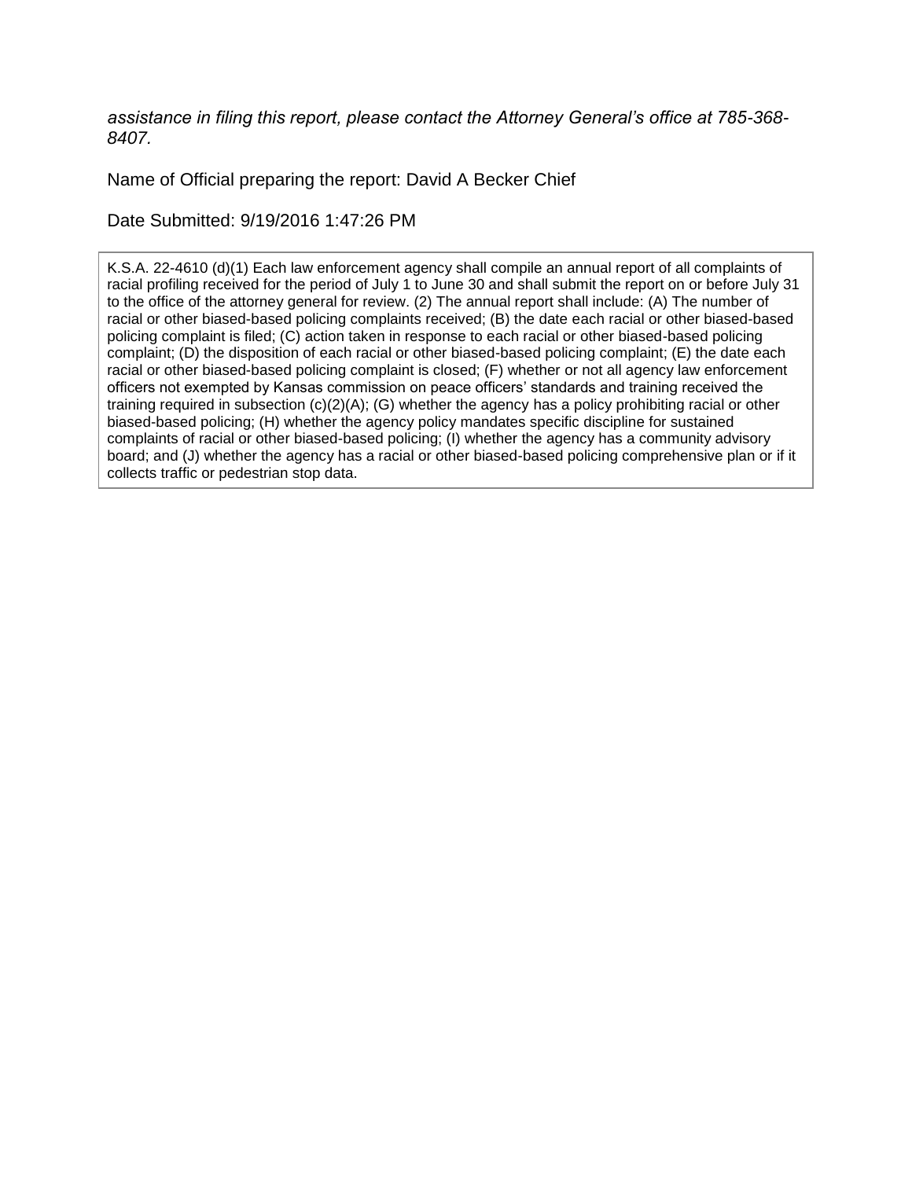*assistance in filing this report, please contact the Attorney General's office at 785-368-8407.*

Name of Official preparing the report: David A Becker Chief

Date Submitted: 9/19/2016 1:47:26 PM

K.S.A. 22-4610 (d)(1) Each law enforcement agency shall compile an annual report of all complaints of racial profiling received for the period of July 1 to June 30 and shall submit the report on or before July 31 to the office of the attorney general for review. (2) The annual report shall include: (A) The number of racial or other biased-based policing complaints received; (B) the date each racial or other biased-based policing complaint is filed; (C) action taken in response to each racial or other biased-based policing complaint; (D) the disposition of each racial or other biased-based policing complaint; (E) the date each racial or other biased-based policing complaint is closed; (F) whether or not all agency law enforcement officers not exempted by Kansas commission on peace officers' standards and training received the training required in subsection (c)(2)(A); (G) whether the agency has a policy prohibiting racial or other biased-based policing; (H) whether the agency policy mandates specific discipline for sustained complaints of racial or other biased-based policing; (I) whether the agency has a community advisory board; and (J) whether the agency has a racial or other biased-based policing comprehensive plan or if it collects traffic or pedestrian stop data.